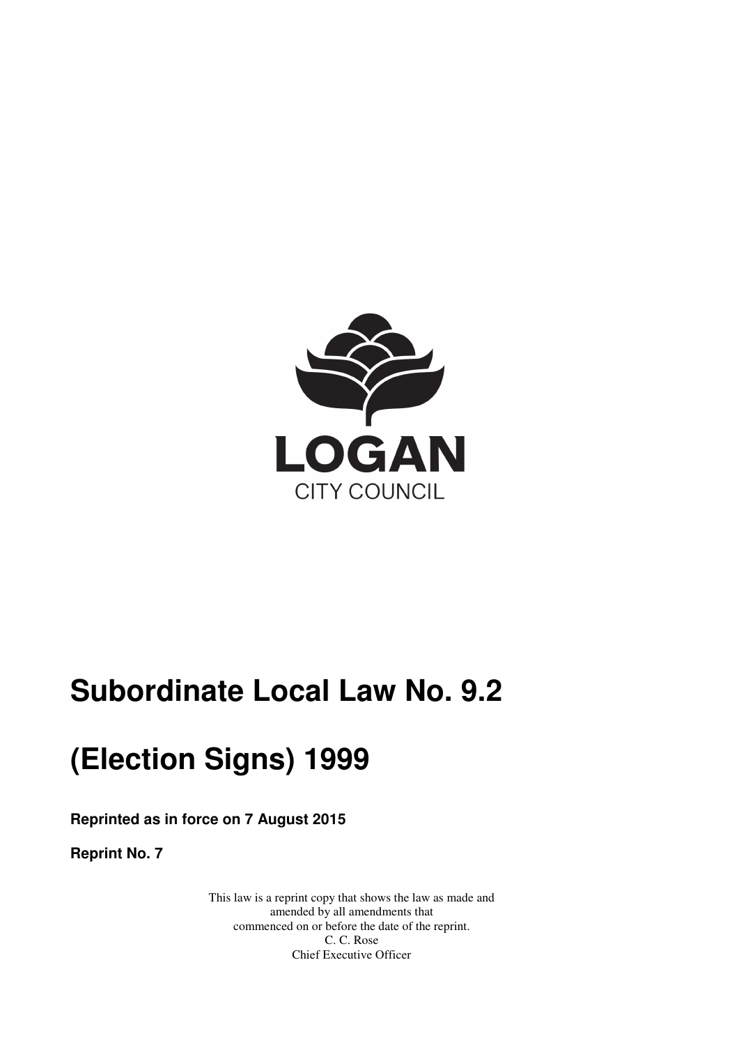LOGAN

CITY COUNCIL

# Subordinate Local Law No. 9.2

# (Election Signs) 1999

**Reprinted as in force on 7 August 2015**

**Reprint No. 7**

This law is a reprint copy that shows the law as made and amended by all amendments that commenced on or before the date of the reprint.
C. C. Rose
Chief Executive Officer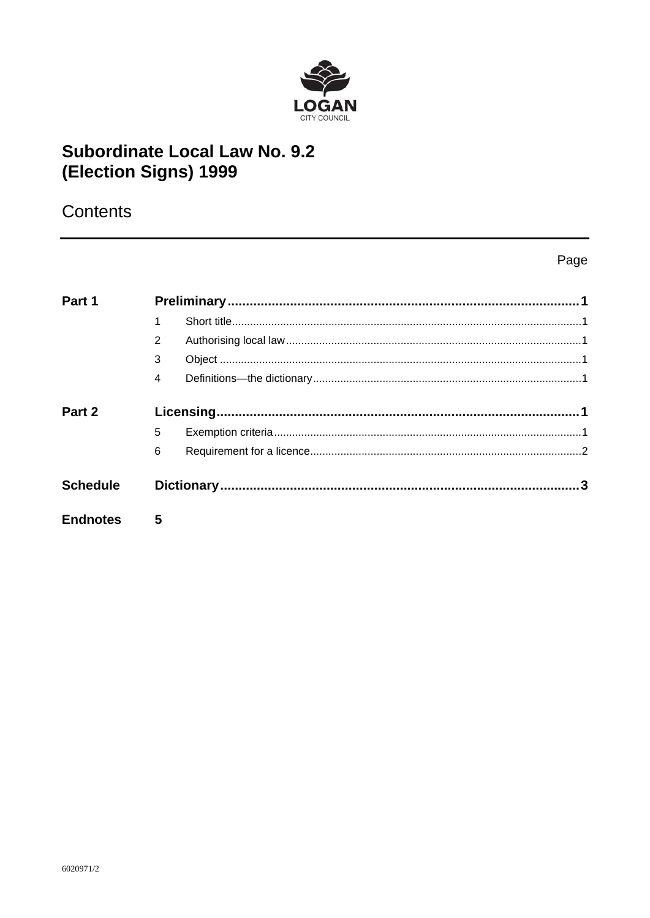LOGAN

CITY COUNCIL

# Subordinate Local Law No. 9.2 (Election Signs) 1999

## Contents

| | | Page |
|---|---|---|
| **Part 1** | **Preliminary** | **1** |
| | 1 Short title | 1 |
| | 2 Authorising local law | 1 |
| | 3 Object | 1 |
| | 4 Definitions—the dictionary | 1 |
| **Part 2** | **Licensing** | **1** |
| | 5 Exemption criteria | 1 |
| | 6 Requirement for a licence | 2 |
| **Schedule** | **Dictionary** | **3** |
| **Endnotes** | **5** | |

6020971/2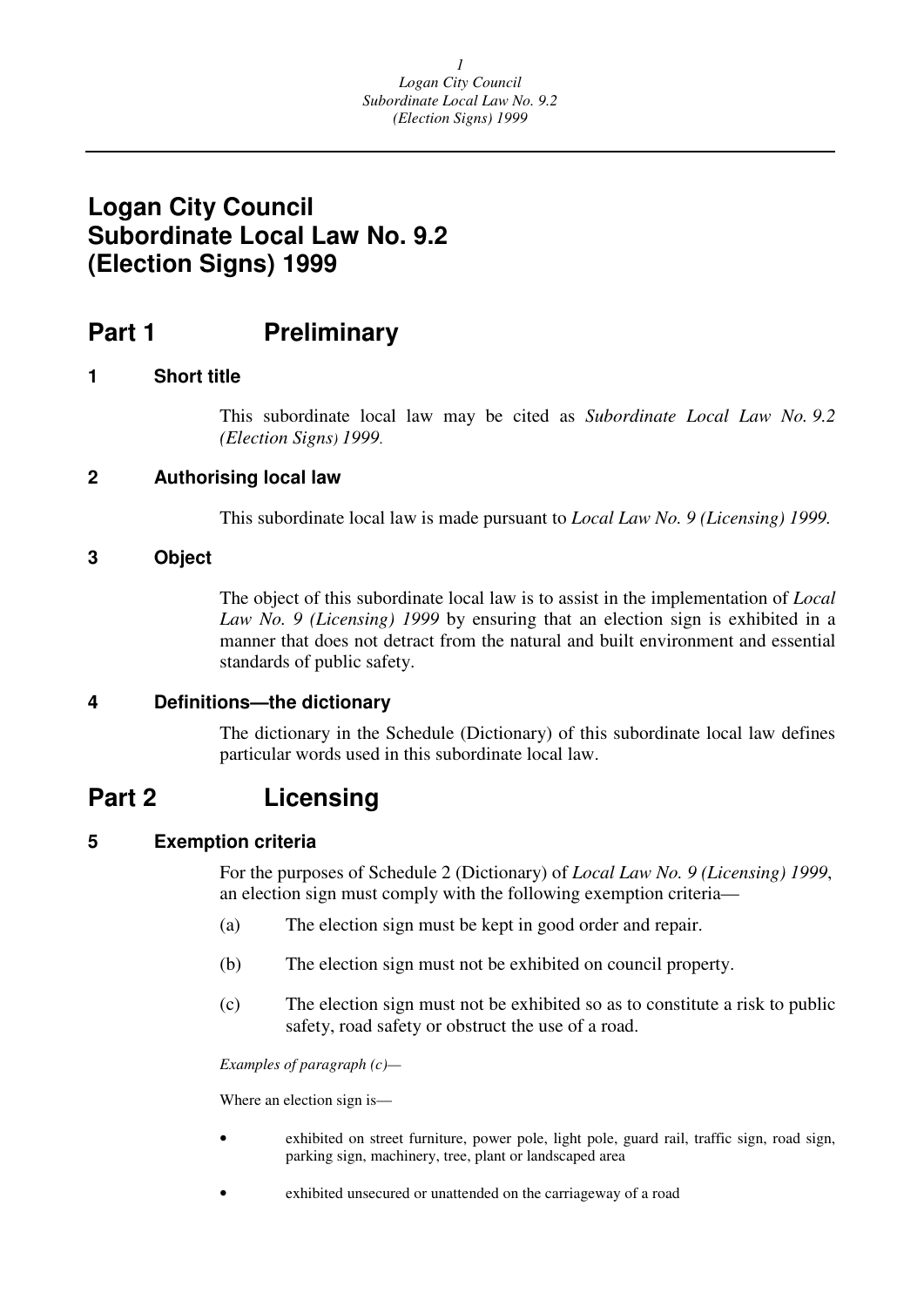# Logan City Council Subordinate Local Law No. 9.2 (Election Signs) 1999

## Part 1 Preliminary

### 1 Short title

This subordinate local law may be cited as *Subordinate Local Law No. 9.2 (Election Signs) 1999*.

### 2 Authorising local law

This subordinate local law is made pursuant to *Local Law No. 9 (Licensing) 1999.*

### 3 Object

The object of this subordinate local law is to assist in the implementation of *Local Law No. 9 (Licensing) 1999* by ensuring that an election sign is exhibited in a manner that does not detract from the natural and built environment and essential standards of public safety.

### 4 Definitions—the dictionary

The dictionary in the Schedule (Dictionary) of this subordinate local law defines particular words used in this subordinate local law.

## Part 2 Licensing

### 5 Exemption criteria

For the purposes of Schedule 2 (Dictionary) of *Local Law No. 9 (Licensing) 1999*, an election sign must comply with the following exemption criteria—

(a) The election sign must be kept in good order and repair.

(b) The election sign must not be exhibited on council property.

(c) The election sign must not be exhibited so as to constitute a risk to public safety, road safety or obstruct the use of a road.

*Examples of paragraph (c)—*

Where an election sign is—

- exhibited on street furniture, power pole, light pole, guard rail, traffic sign, road sign, parking sign, machinery, tree, plant or landscaped area
- exhibited unsecured or unattended on the carriageway of a road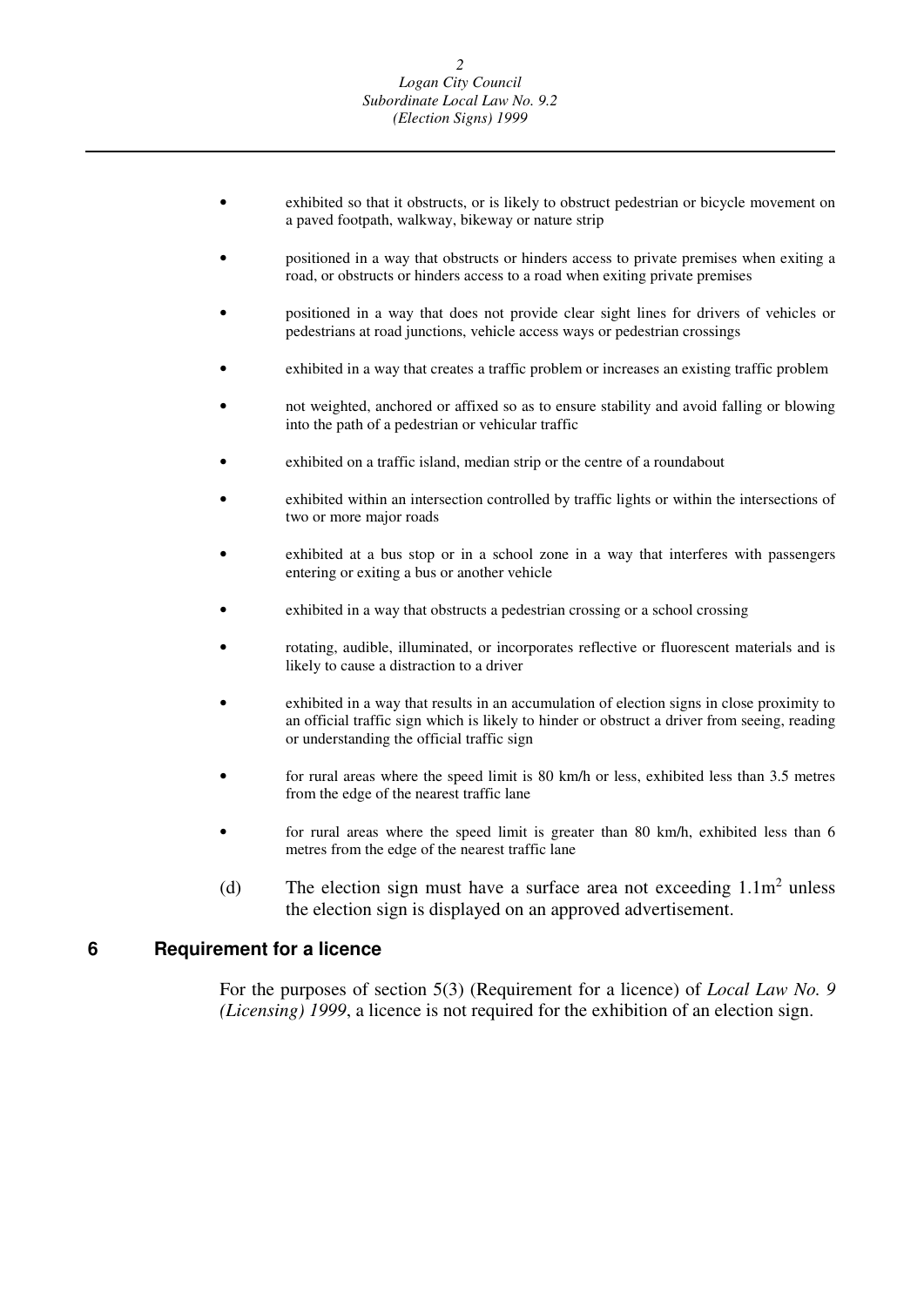- exhibited so that it obstructs, or is likely to obstruct pedestrian or bicycle movement on a paved footpath, walkway, bikeway or nature strip
- positioned in a way that obstructs or hinders access to private premises when exiting a road, or obstructs or hinders access to a road when exiting private premises
- positioned in a way that does not provide clear sight lines for drivers of vehicles or pedestrians at road junctions, vehicle access ways or pedestrian crossings
- exhibited in a way that creates a traffic problem or increases an existing traffic problem
- not weighted, anchored or affixed so as to ensure stability and avoid falling or blowing into the path of a pedestrian or vehicular traffic
- exhibited on a traffic island, median strip or the centre of a roundabout
- exhibited within an intersection controlled by traffic lights or within the intersections of two or more major roads
- exhibited at a bus stop or in a school zone in a way that interferes with passengers entering or exiting a bus or another vehicle
- exhibited in a way that obstructs a pedestrian crossing or a school crossing
- rotating, audible, illuminated, or incorporates reflective or fluorescent materials and is likely to cause a distraction to a driver
- exhibited in a way that results in an accumulation of election signs in close proximity to an official traffic sign which is likely to hinder or obstruct a driver from seeing, reading or understanding the official traffic sign
- for rural areas where the speed limit is 80 km/h or less, exhibited less than 3.5 metres from the edge of the nearest traffic lane
- for rural areas where the speed limit is greater than 80 km/h, exhibited less than 6 metres from the edge of the nearest traffic lane

(d) The election sign must have a surface area not exceeding $1.1m^2$ unless the election sign is displayed on an approved advertisement.

## 6 Requirement for a licence

For the purposes of section 5(3) (Requirement for a licence) of *Local Law No. 9 (Licensing) 1999*, a licence is not required for the exhibition of an election sign.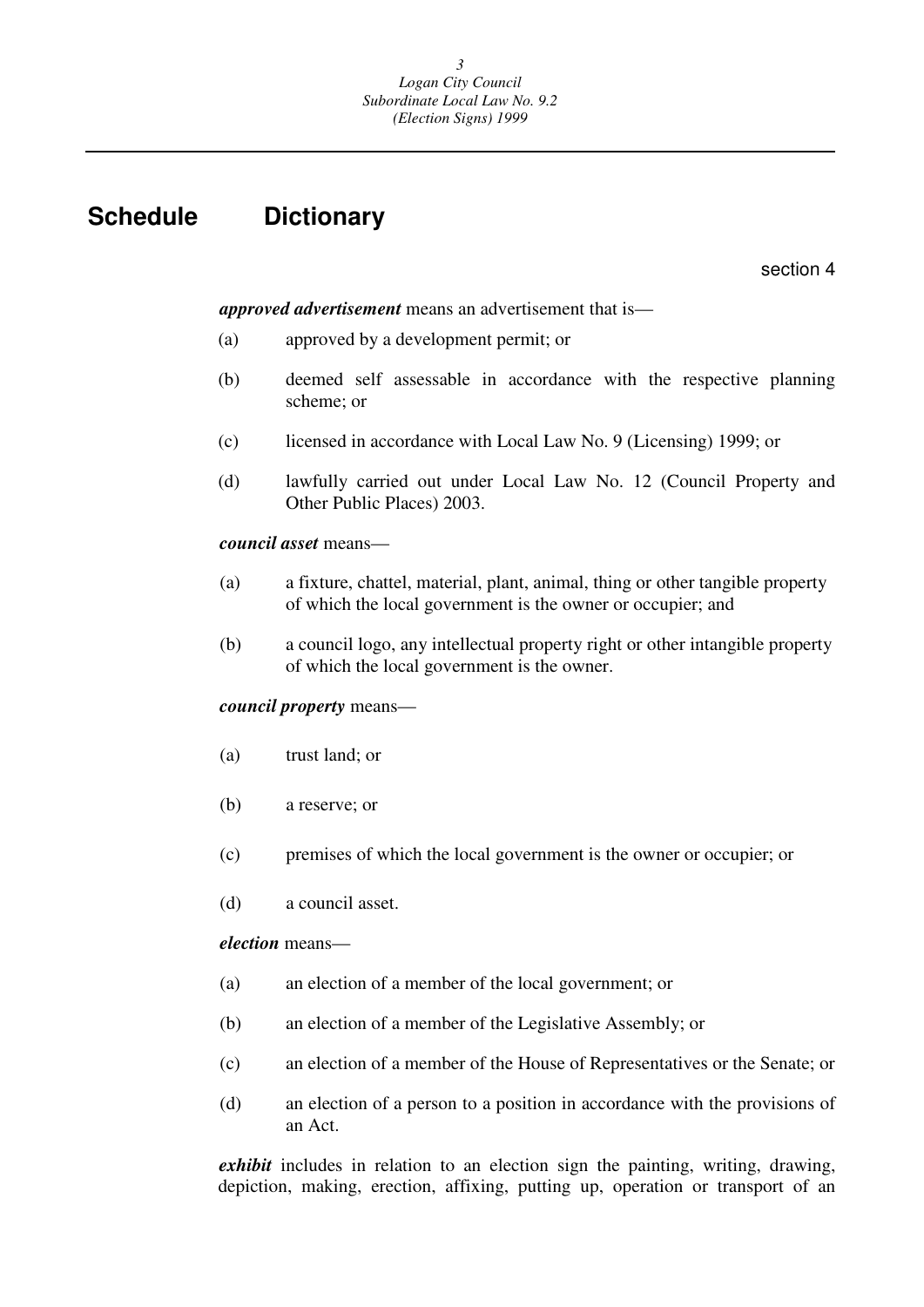# Schedule Dictionary

section 4

***approved advertisement*** means an advertisement that is—

(a) approved by a development permit; or

(b) deemed self assessable in accordance with the respective planning scheme; or

(c) licensed in accordance with Local Law No. 9 (Licensing) 1999; or

(d) lawfully carried out under Local Law No. 12 (Council Property and Other Public Places) 2003.

***council asset*** means—

(a) a fixture, chattel, material, plant, animal, thing or other tangible property of which the local government is the owner or occupier; and

(b) a council logo, any intellectual property right or other intangible property of which the local government is the owner.

***council property*** means—

(a) trust land; or

(b) a reserve; or

(c) premises of which the local government is the owner or occupier; or

(d) a council asset.

***election*** means—

(a) an election of a member of the local government; or

(b) an election of a member of the Legislative Assembly; or

(c) an election of a member of the House of Representatives or the Senate; or

(d) an election of a person to a position in accordance with the provisions of an Act.

***exhibit*** includes in relation to an election sign the painting, writing, drawing, depiction, making, erection, affixing, putting up, operation or transport of an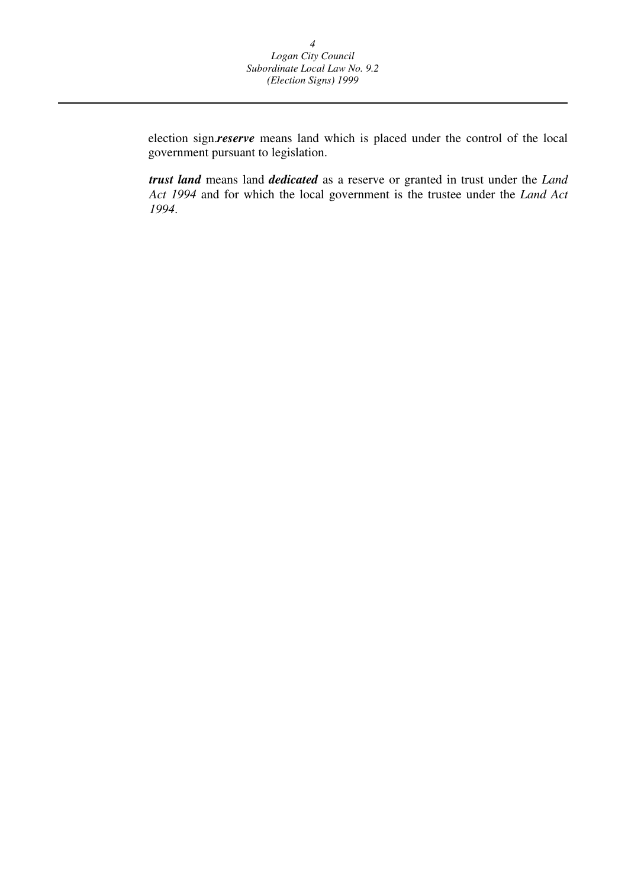election sign.***reserve*** means land which is placed under the control of the local government pursuant to legislation.

***trust land*** means land ***dedicated*** as a reserve or granted in trust under the *Land Act 1994* and for which the local government is the trustee under the *Land Act 1994*.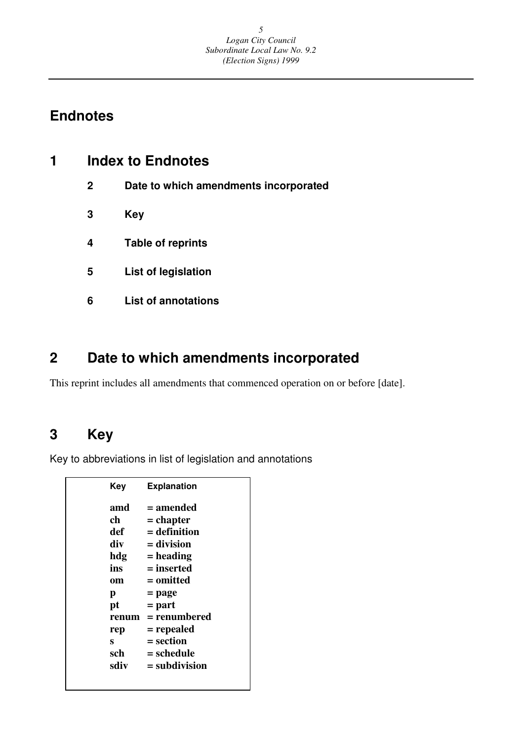# Endnotes

## 1 Index to Endnotes

**2 Date to which amendments incorporated**

**3 Key**

**4 Table of reprints**

**5 List of legislation**

**6 List of annotations**

## 2 Date to which amendments incorporated

This reprint includes all amendments that commenced operation on or before [date].

## 3 Key

Key to abbreviations in list of legislation and annotations

| Key | Explanation |
|---|---|
| **amd** | **= amended** |
| **ch** | **= chapter** |
| **def** | **= definition** |
| **div** | **= division** |
| **hdg** | **= heading** |
| **ins** | **= inserted** |
| **om** | **= omitted** |
| **p** | **= page** |
| **pt** | **= part** |
| **renum** | **= renumbered** |
| **rep** | **= repealed** |
| **s** | **= section** |
| **sch** | **= schedule** |
| **sdiv** | **= subdivision** |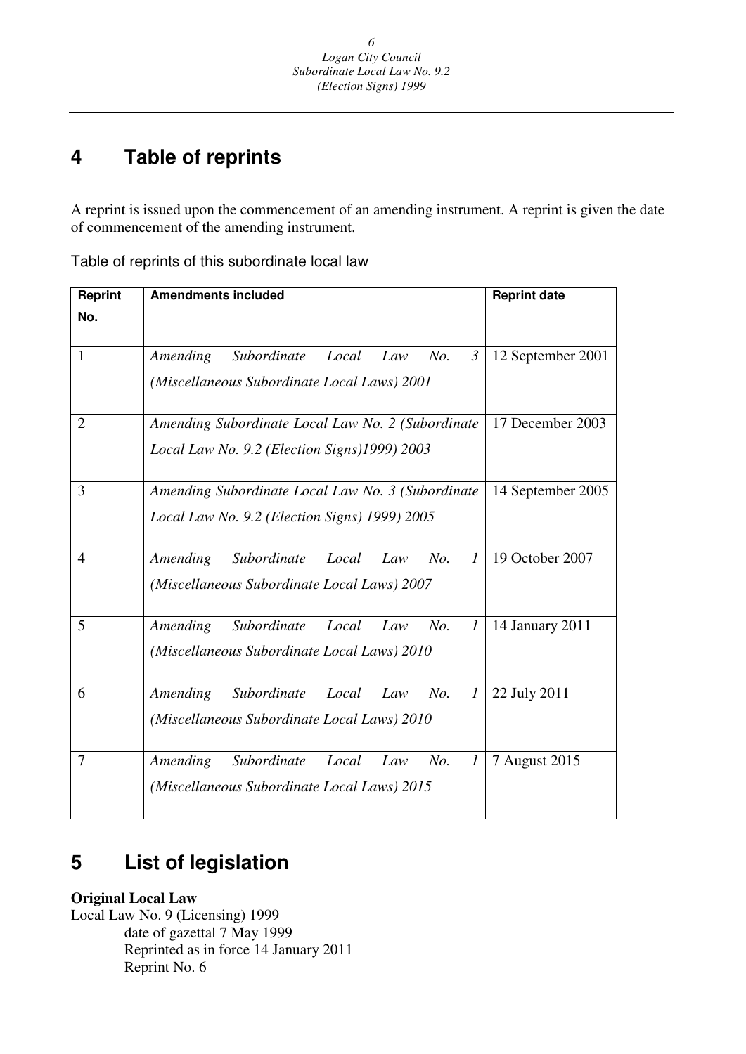# 4 Table of reprints

A reprint is issued upon the commencement of an amending instrument. A reprint is given the date of commencement of the amending instrument.

Table of reprints of this subordinate local law

| Reprint No. | Amendments included | Reprint date |
|---|---|---|
| 1 | *Amending Subordinate Local Law No. 3 (Miscellaneous Subordinate Local Laws) 2001* | 12 September 2001 |
| 2 | *Amending Subordinate Local Law No. 2 (Subordinate Local Law No. 9.2 (Election Signs)1999) 2003* | 17 December 2003 |
| 3 | *Amending Subordinate Local Law No. 3 (Subordinate Local Law No. 9.2 (Election Signs) 1999) 2005* | 14 September 2005 |
| 4 | *Amending Subordinate Local Law No. 1 (Miscellaneous Subordinate Local Laws) 2007* | 19 October 2007 |
| 5 | *Amending Subordinate Local Law No. 1 (Miscellaneous Subordinate Local Laws) 2010* | 14 January 2011 |
| 6 | *Amending Subordinate Local Law No. 1 (Miscellaneous Subordinate Local Laws) 2010* | 22 July 2011 |
| 7 | *Amending Subordinate Local Law No. 1 (Miscellaneous Subordinate Local Laws) 2015* | 7 August 2015 |

# 5 List of legislation

**Original Local Law**

Local Law No. 9 (Licensing) 1999
 date of gazettal 7 May 1999
 Reprinted as in force 14 January 2011
 Reprint No. 6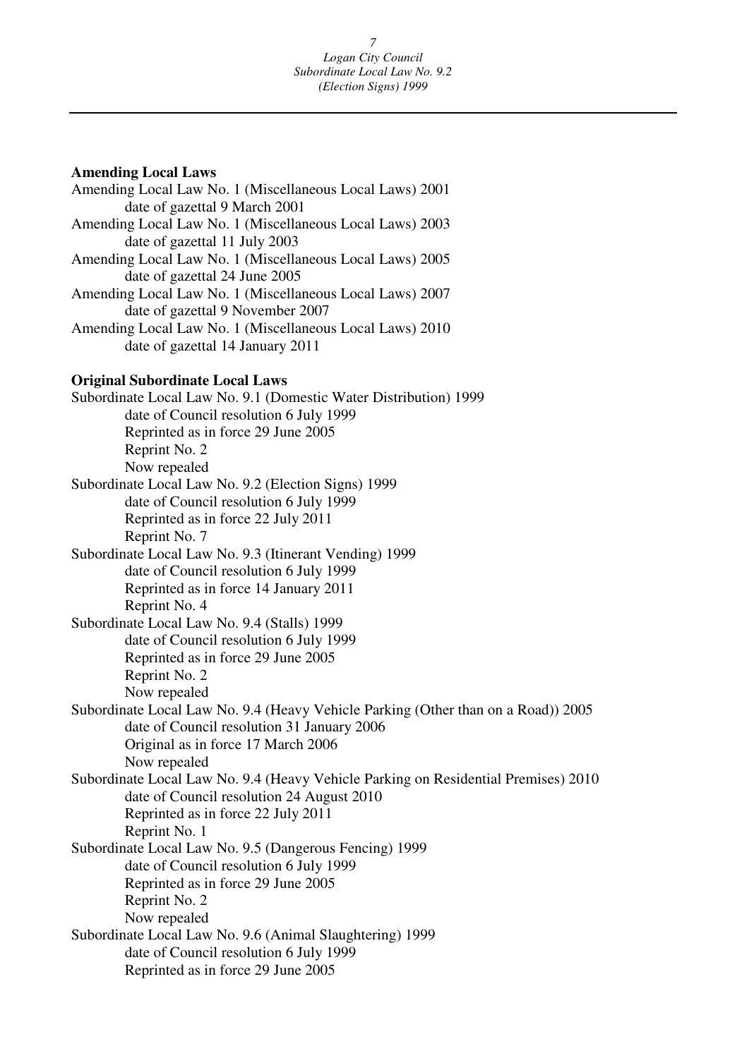**Amending Local Laws**

Amending Local Law No. 1 (Miscellaneous Local Laws) 2001
 date of gazettal 9 March 2001
Amending Local Law No. 1 (Miscellaneous Local Laws) 2003
 date of gazettal 11 July 2003
Amending Local Law No. 1 (Miscellaneous Local Laws) 2005
 date of gazettal 24 June 2005
Amending Local Law No. 1 (Miscellaneous Local Laws) 2007
 date of gazettal 9 November 2007
Amending Local Law No. 1 (Miscellaneous Local Laws) 2010
 date of gazettal 14 January 2011

**Original Subordinate Local Laws**

Subordinate Local Law No. 9.1 (Domestic Water Distribution) 1999
 date of Council resolution 6 July 1999
 Reprinted as in force 29 June 2005
 Reprint No. 2
 Now repealed
Subordinate Local Law No. 9.2 (Election Signs) 1999
 date of Council resolution 6 July 1999
 Reprinted as in force 22 July 2011
 Reprint No. 7
Subordinate Local Law No. 9.3 (Itinerant Vending) 1999
 date of Council resolution 6 July 1999
 Reprinted as in force 14 January 2011
 Reprint No. 4
Subordinate Local Law No. 9.4 (Stalls) 1999
 date of Council resolution 6 July 1999
 Reprinted as in force 29 June 2005
 Reprint No. 2
 Now repealed
Subordinate Local Law No. 9.4 (Heavy Vehicle Parking (Other than on a Road)) 2005
 date of Council resolution 31 January 2006
 Original as in force 17 March 2006
 Now repealed
Subordinate Local Law No. 9.4 (Heavy Vehicle Parking on Residential Premises) 2010
 date of Council resolution 24 August 2010
 Reprinted as in force 22 July 2011
 Reprint No. 1
Subordinate Local Law No. 9.5 (Dangerous Fencing) 1999
 date of Council resolution 6 July 1999
 Reprinted as in force 29 June 2005
 Reprint No. 2
 Now repealed
Subordinate Local Law No. 9.6 (Animal Slaughtering) 1999
 date of Council resolution 6 July 1999
 Reprinted as in force 29 June 2005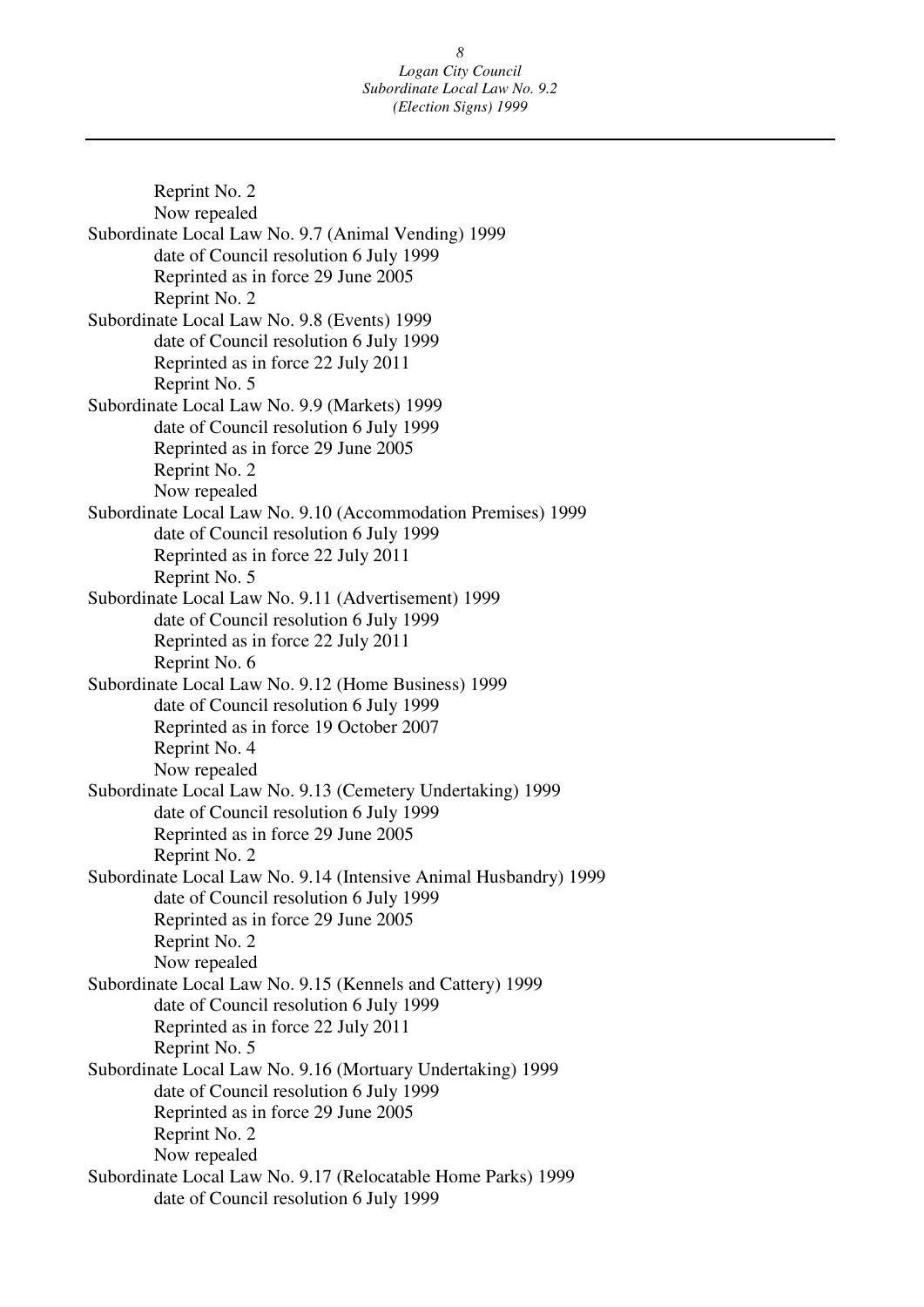Reprint No. 2
Now repealed

Subordinate Local Law No. 9.7 (Animal Vending) 1999
date of Council resolution 6 July 1999
Reprinted as in force 29 June 2005
Reprint No. 2

Subordinate Local Law No. 9.8 (Events) 1999
date of Council resolution 6 July 1999
Reprinted as in force 22 July 2011
Reprint No. 5

Subordinate Local Law No. 9.9 (Markets) 1999
date of Council resolution 6 July 1999
Reprinted as in force 29 June 2005
Reprint No. 2
Now repealed

Subordinate Local Law No. 9.10 (Accommodation Premises) 1999
date of Council resolution 6 July 1999
Reprinted as in force 22 July 2011
Reprint No. 5

Subordinate Local Law No. 9.11 (Advertisement) 1999
date of Council resolution 6 July 1999
Reprinted as in force 22 July 2011
Reprint No. 6

Subordinate Local Law No. 9.12 (Home Business) 1999
date of Council resolution 6 July 1999
Reprinted as in force 19 October 2007
Reprint No. 4
Now repealed

Subordinate Local Law No. 9.13 (Cemetery Undertaking) 1999
date of Council resolution 6 July 1999
Reprinted as in force 29 June 2005
Reprint No. 2

Subordinate Local Law No. 9.14 (Intensive Animal Husbandry) 1999
date of Council resolution 6 July 1999
Reprinted as in force 29 June 2005
Reprint No. 2
Now repealed

Subordinate Local Law No. 9.15 (Kennels and Cattery) 1999
date of Council resolution 6 July 1999
Reprinted as in force 22 July 2011
Reprint No. 5

Subordinate Local Law No. 9.16 (Mortuary Undertaking) 1999
date of Council resolution 6 July 1999
Reprinted as in force 29 June 2005
Reprint No. 2
Now repealed

Subordinate Local Law No. 9.17 (Relocatable Home Parks) 1999
date of Council resolution 6 July 1999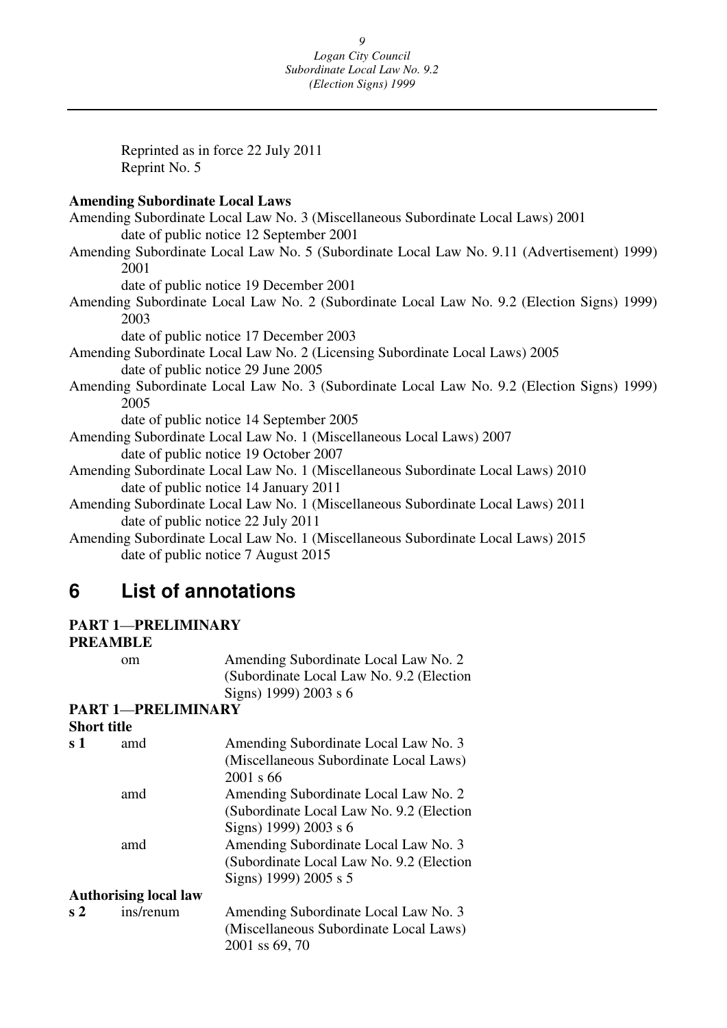Reprinted as in force 22 July 2011
Reprint No. 5

**Amending Subordinate Local Laws**

Amending Subordinate Local Law No. 3 (Miscellaneous Subordinate Local Laws) 2001
date of public notice 12 September 2001

Amending Subordinate Local Law No. 5 (Subordinate Local Law No. 9.11 (Advertisement) 1999) 2001
date of public notice 19 December 2001

Amending Subordinate Local Law No. 2 (Subordinate Local Law No. 9.2 (Election Signs) 1999) 2003
date of public notice 17 December 2003

Amending Subordinate Local Law No. 2 (Licensing Subordinate Local Laws) 2005
date of public notice 29 June 2005

Amending Subordinate Local Law No. 3 (Subordinate Local Law No. 9.2 (Election Signs) 1999) 2005
date of public notice 14 September 2005

Amending Subordinate Local Law No. 1 (Miscellaneous Local Laws) 2007
date of public notice 19 October 2007

Amending Subordinate Local Law No. 1 (Miscellaneous Subordinate Local Laws) 2010
date of public notice 14 January 2011

Amending Subordinate Local Law No. 1 (Miscellaneous Subordinate Local Laws) 2011
date of public notice 22 July 2011

Amending Subordinate Local Law No. 1 (Miscellaneous Subordinate Local Laws) 2015
date of public notice 7 August 2015

# 6 List of annotations

**PART 1—PRELIMINARY**
**PREAMBLE**

| | | |
|---|---|---|
| | om | Amending Subordinate Local Law No. 2 (Subordinate Local Law No. 9.2 (Election Signs) 1999) 2003 s 6 |

**PART 1—PRELIMINARY**
**Short title**

| | | |
|---|---|---|
| **s 1** | amd | Amending Subordinate Local Law No. 3 (Miscellaneous Subordinate Local Laws) 2001 s 66 |
| | amd | Amending Subordinate Local Law No. 2 (Subordinate Local Law No. 9.2 (Election Signs) 1999) 2003 s 6 |
| | amd | Amending Subordinate Local Law No. 3 (Subordinate Local Law No. 9.2 (Election Signs) 1999) 2005 s 5 |

**Authorising local law**

| | | |
|---|---|---|
| **s 2** | ins/renum | Amending Subordinate Local Law No. 3 (Miscellaneous Subordinate Local Laws) 2001 ss 69, 70 |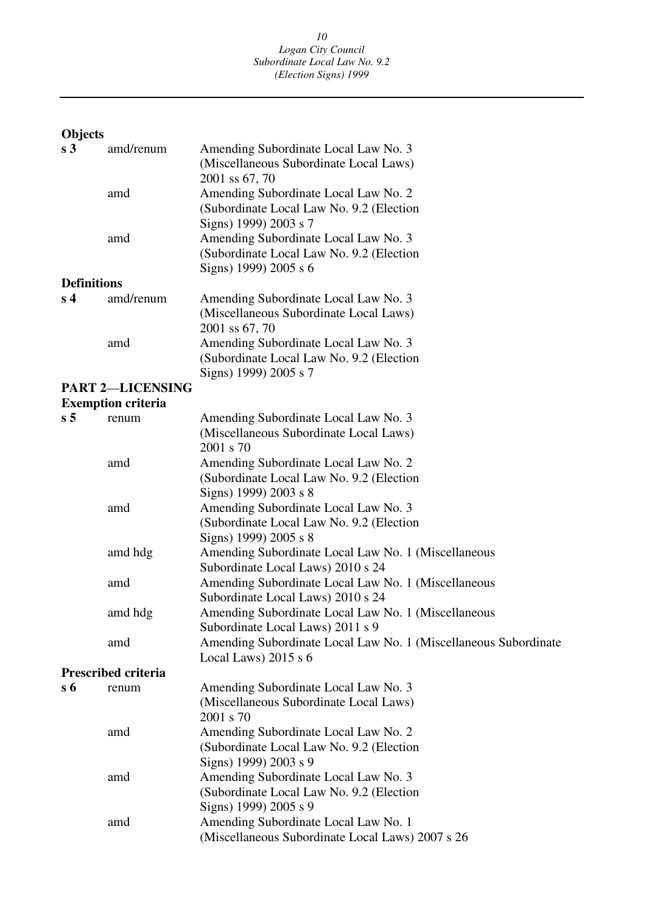**Objects**

| | | |
|---|---|---|
| **s 3** | amd/renum | Amending Subordinate Local Law No. 3 (Miscellaneous Subordinate Local Laws) 2001 ss 67, 70 |
| | amd | Amending Subordinate Local Law No. 2 (Subordinate Local Law No. 9.2 (Election Signs) 1999) 2003 s 7 |
| | amd | Amending Subordinate Local Law No. 3 (Subordinate Local Law No. 9.2 (Election Signs) 1999) 2005 s 6 |

**Definitions**

| | | |
|---|---|---|
| **s 4** | amd/renum | Amending Subordinate Local Law No. 3 (Miscellaneous Subordinate Local Laws) 2001 ss 67, 70 |
| | amd | Amending Subordinate Local Law No. 3 (Subordinate Local Law No. 9.2 (Election Signs) 1999) 2005 s 7 |

**PART 2—LICENSING**

**Exemption criteria**

| | | |
|---|---|---|
| **s 5** | renum | Amending Subordinate Local Law No. 3 (Miscellaneous Subordinate Local Laws) 2001 s 70 |
| | amd | Amending Subordinate Local Law No. 2 (Subordinate Local Law No. 9.2 (Election Signs) 1999) 2003 s 8 |
| | amd | Amending Subordinate Local Law No. 3 (Subordinate Local Law No. 9.2 (Election Signs) 1999) 2005 s 8 |
| | amd hdg | Amending Subordinate Local Law No. 1 (Miscellaneous Subordinate Local Laws) 2010 s 24 |
| | amd | Amending Subordinate Local Law No. 1 (Miscellaneous Subordinate Local Laws) 2010 s 24 |
| | amd hdg | Amending Subordinate Local Law No. 1 (Miscellaneous Subordinate Local Laws) 2011 s 9 |
| | amd | Amending Subordinate Local Law No. 1 (Miscellaneous Subordinate Local Laws) 2015 s 6 |

**Prescribed criteria**

| | | |
|---|---|---|
| **s 6** | renum | Amending Subordinate Local Law No. 3 (Miscellaneous Subordinate Local Laws) 2001 s 70 |
| | amd | Amending Subordinate Local Law No. 2 (Subordinate Local Law No. 9.2 (Election Signs) 1999) 2003 s 9 |
| | amd | Amending Subordinate Local Law No. 3 (Subordinate Local Law No. 9.2 (Election Signs) 1999) 2005 s 9 |
| | amd | Amending Subordinate Local Law No. 1 (Miscellaneous Subordinate Local Laws) 2007 s 26 |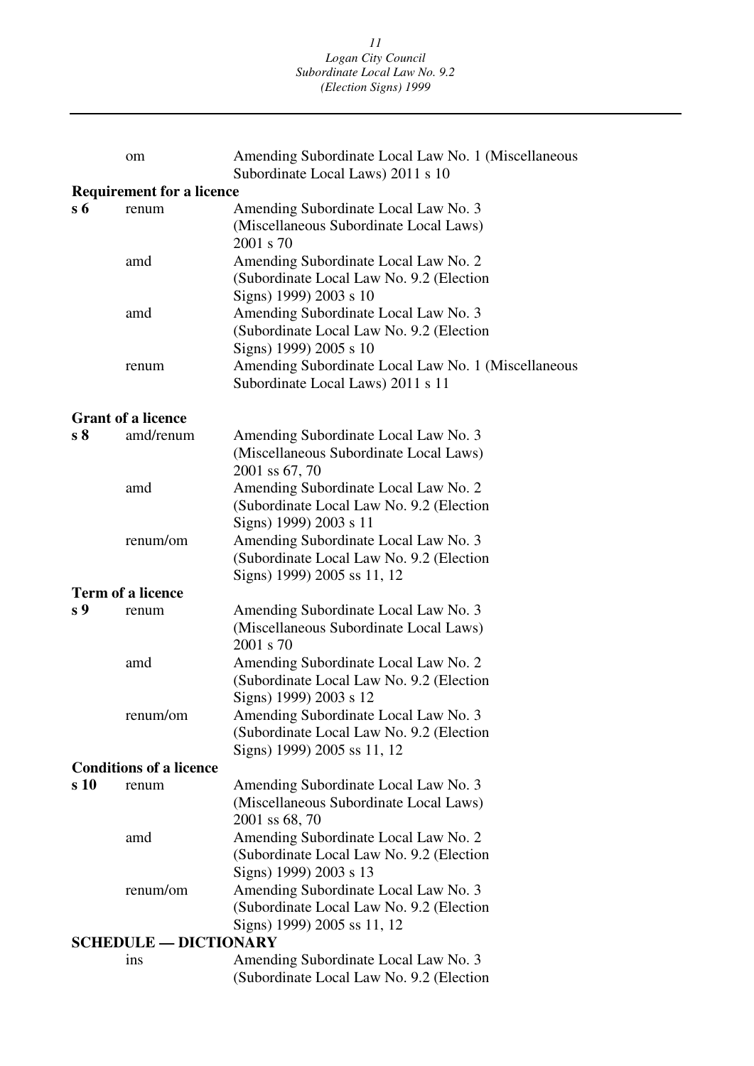| | | |
|---|---|---|
| | om | Amending Subordinate Local Law No. 1 (Miscellaneous Subordinate Local Laws) 2011 s 10 |
| **Requirement for a licence** | | |
| **s 6** | renum | Amending Subordinate Local Law No. 3 (Miscellaneous Subordinate Local Laws) 2001 s 70 |
| | amd | Amending Subordinate Local Law No. 2 (Subordinate Local Law No. 9.2 (Election Signs) 1999) 2003 s 10 |
| | amd | Amending Subordinate Local Law No. 3 (Subordinate Local Law No. 9.2 (Election Signs) 1999) 2005 s 10 |
| | renum | Amending Subordinate Local Law No. 1 (Miscellaneous Subordinate Local Laws) 2011 s 11 |
| **Grant of a licence** | | |
| **s 8** | amd/renum | Amending Subordinate Local Law No. 3 (Miscellaneous Subordinate Local Laws) 2001 ss 67, 70 |
| | amd | Amending Subordinate Local Law No. 2 (Subordinate Local Law No. 9.2 (Election Signs) 1999) 2003 s 11 |
| | renum/om | Amending Subordinate Local Law No. 3 (Subordinate Local Law No. 9.2 (Election Signs) 1999) 2005 ss 11, 12 |
| **Term of a licence** | | |
| **s 9** | renum | Amending Subordinate Local Law No. 3 (Miscellaneous Subordinate Local Laws) 2001 s 70 |
| | amd | Amending Subordinate Local Law No. 2 (Subordinate Local Law No. 9.2 (Election Signs) 1999) 2003 s 12 |
| | renum/om | Amending Subordinate Local Law No. 3 (Subordinate Local Law No. 9.2 (Election Signs) 1999) 2005 ss 11, 12 |
| **Conditions of a licence** | | |
| **s 10** | renum | Amending Subordinate Local Law No. 3 (Miscellaneous Subordinate Local Laws) 2001 ss 68, 70 |
| | amd | Amending Subordinate Local Law No. 2 (Subordinate Local Law No. 9.2 (Election Signs) 1999) 2003 s 13 |
| | renum/om | Amending Subordinate Local Law No. 3 (Subordinate Local Law No. 9.2 (Election Signs) 1999) 2005 ss 11, 12 |
| **SCHEDULE — DICTIONARY** | | |
| | ins | Amending Subordinate Local Law No. 3 (Subordinate Local Law No. 9.2 (Election |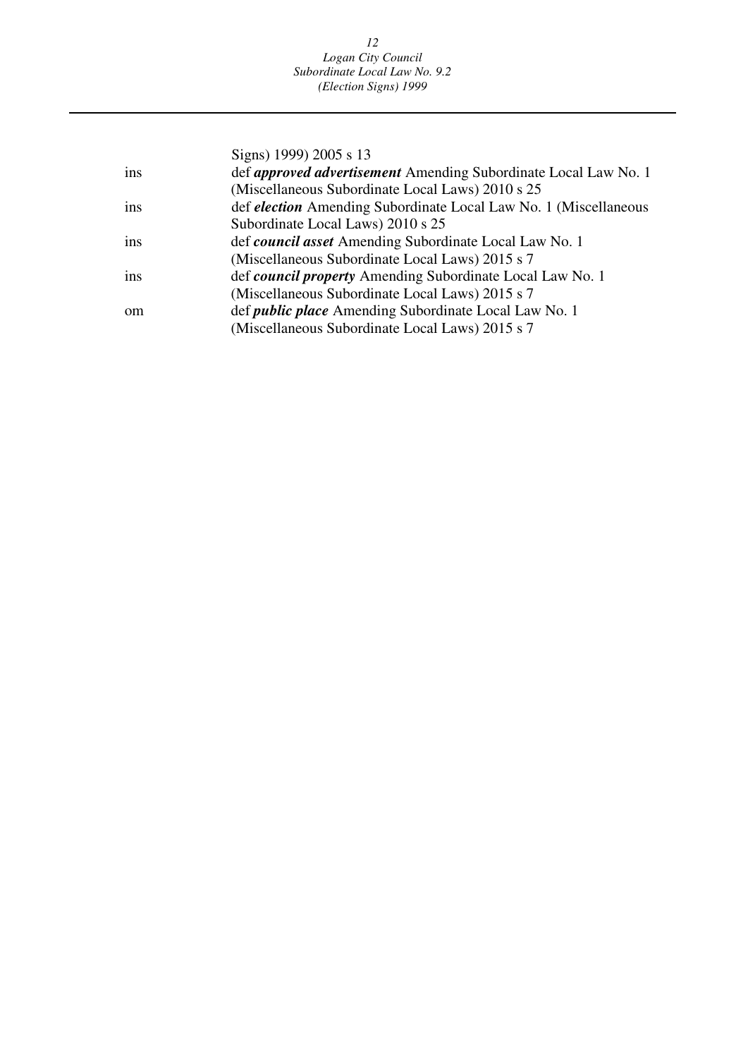| | |
|---|---|
| | Signs) 1999) 2005 s 13 |
| ins | def ***approved advertisement*** Amending Subordinate Local Law No. 1 (Miscellaneous Subordinate Local Laws) 2010 s 25 |
| ins | def ***election*** Amending Subordinate Local Law No. 1 (Miscellaneous Subordinate Local Laws) 2010 s 25 |
| ins | def ***council asset*** Amending Subordinate Local Law No. 1 (Miscellaneous Subordinate Local Laws) 2015 s 7 |
| ins | def ***council property*** Amending Subordinate Local Law No. 1 (Miscellaneous Subordinate Local Laws) 2015 s 7 |
| om | def ***public place*** Amending Subordinate Local Law No. 1 (Miscellaneous Subordinate Local Laws) 2015 s 7 |